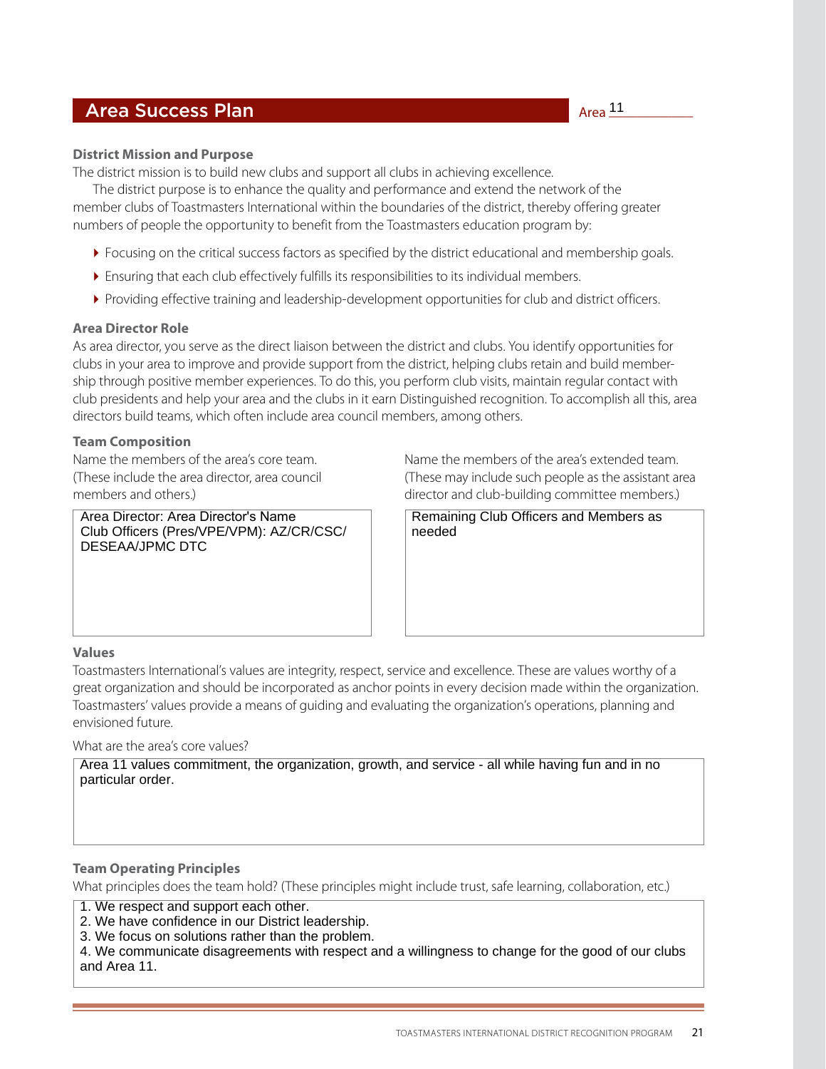# Area Success Plan

Area 11

### District Mission and Purpose

The district mission is to build new clubs and support all clubs in achieving excellence.

The district purpose is to enhance the quality and performance and extend the network of the member clubs of Toastmasters International within the boundaries of the district, thereby offering greater numbers of people the opportunity to benefit from the Toastmasters education program by:

- Focusing on the critical success factors as specified by the district educational and membership goals.
- Ensuring that each club effectively fulfills its responsibilities to its individual members.
- Providing effective training and leadership-development opportunities for club and district officers.

### Area Director Role

As area director, you serve as the direct liaison between the district and clubs. You identify opportunities for clubs in your area to improve and provide support from the district, helping clubs retain and build membership through positive member experiences. To do this, you perform club visits, maintain regular contact with club presidents and help your area and the clubs in it earn Distinguished recognition. To accomplish all this, area directors build teams, which often include area council members, among others.

### Team Composition

Name the members of the area's core team. (These include the area director, area council members and others.)

Area Director: Area Director's Name
Club Officers (Pres/VPE/VPM): AZ/CR/CSC/DESEAA/JPMC DTC

Name the members of the area's extended team. (These may include such people as the assistant area director and club-building committee members.)

Remaining Club Officers and Members as needed

### Values

Toastmasters International's values are integrity, respect, service and excellence. These are values worthy of a great organization and should be incorporated as anchor points in every decision made within the organization. Toastmasters' values provide a means of guiding and evaluating the organization's operations, planning and envisioned future.

What are the area's core values?

Area 11 values commitment, the organization, growth, and service - all while having fun and in no particular order.

### Team Operating Principles

What principles does the team hold? (These principles might include trust, safe learning, collaboration, etc.)

1. We respect and support each other.
2. We have confidence in our District leadership.
3. We focus on solutions rather than the problem.
4. We communicate disagreements with respect and a willingness to change for the good of our clubs and Area 11.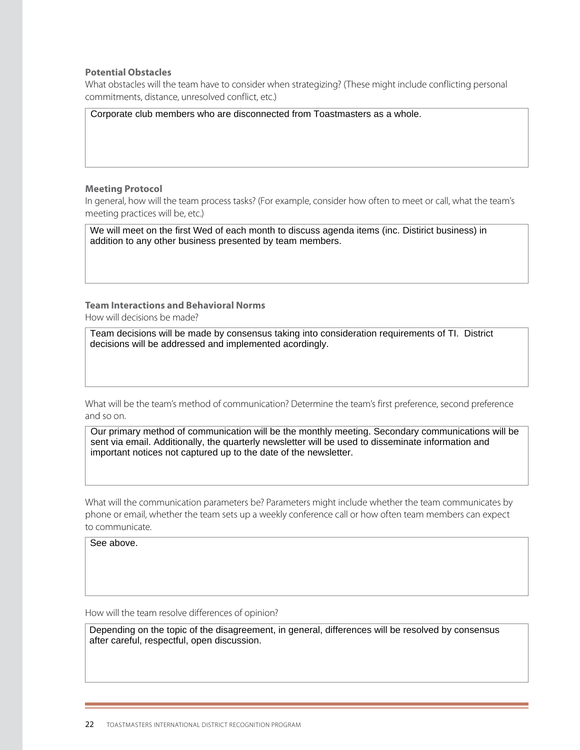### Potential Obstacles

What obstacles will the team have to consider when strategizing? (These might include conflicting personal commitments, distance, unresolved conflict, etc.)

Corporate club members who are disconnected from Toastmasters as a whole.

### Meeting Protocol

In general, how will the team process tasks? (For example, consider how often to meet or call, what the team's meeting practices will be, etc.)

We will meet on the first Wed of each month to discuss agenda items (inc. Disitirict business) in addition to any other business presented by team members.

### Team Interactions and Behavioral Norms

How will decisions be made?

Team decisions will be made by consensus taking into consideration requirements of TI. District decisions will be addressed and implemented acordingly.

What will be the team's method of communication? Determine the team's first preference, second preference and so on.

Our primary method of communication will be the monthly meeting. Secondary communications will be sent via email. Additionally, the quarterly newsletter will be used to disseminate information and important notices not captured up to the date of the newsletter.

What will the communication parameters be? Parameters might include whether the team communicates by phone or email, whether the team sets up a weekly conference call or how often team members can expect to communicate.

See above.

How will the team resolve differences of opinion?

Depending on the topic of the disagreement, in general, differences will be resolved by consensus after careful, respectful, open discussion.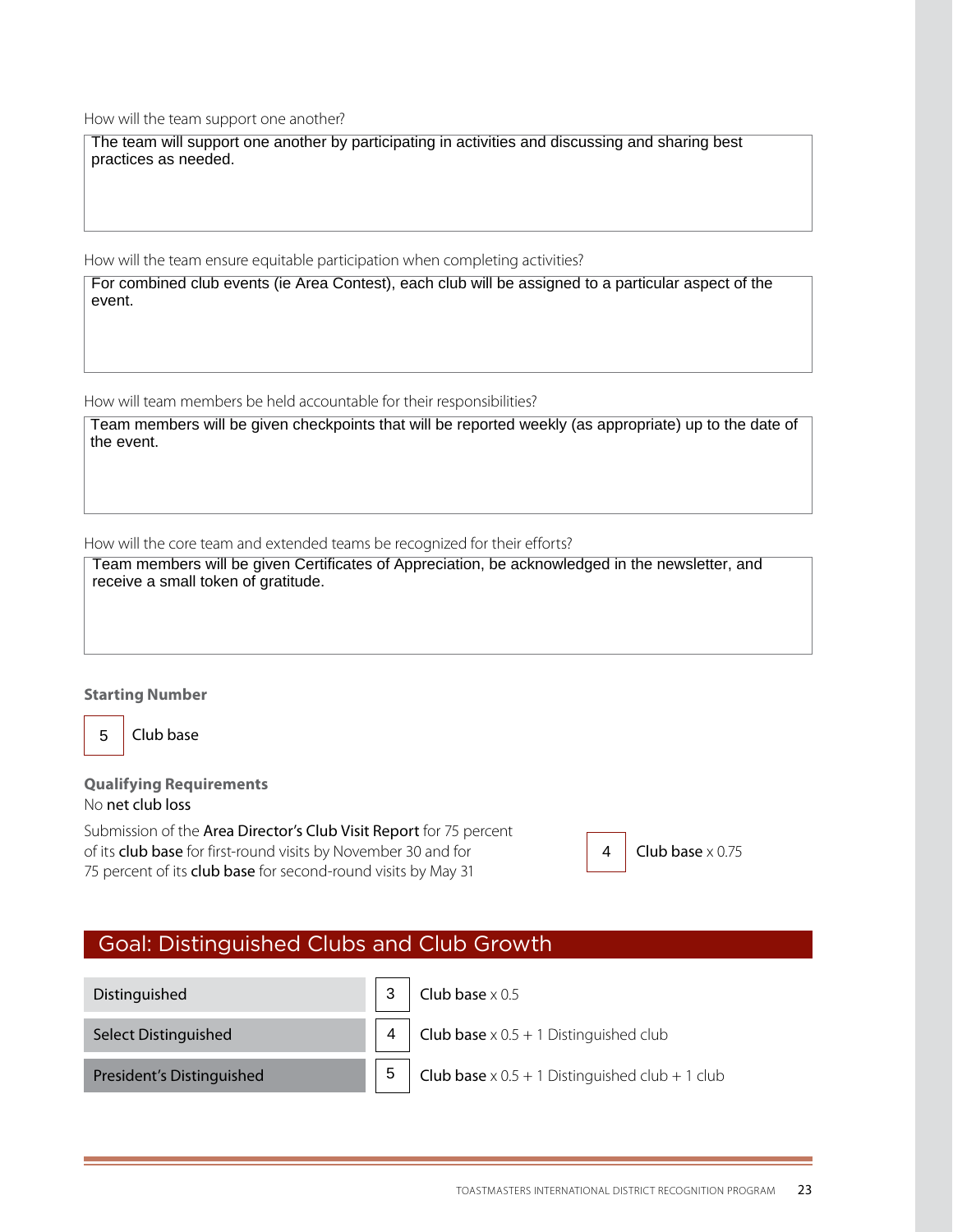How will the team support one another?

The team will support one another by participating in activities and discussing and sharing best practices as needed.

How will the team ensure equitable participation when completing activities?

For combined club events (ie Area Contest), each club will be assigned to a particular aspect of the event.

How will team members be held accountable for their responsibilities?

Team members will be given checkpoints that will be reported weekly (as appropriate) up to the date of the event.

How will the core team and extended teams be recognized for their efforts?

Team members will be given Certificates of Appreciation, be acknowledged in the newsletter, and receive a small token of gratitude.

**Starting Number**

| 5 | Club base |
|---|---|

**Qualifying Requirements**

No net club loss

Submission of the **Area Director's Club Visit Report** for 75 percent of its **club base** for first-round visits by November 30 and for 75 percent of its **club base** for second-round visits by May 31

| 4 | **Club base** x 0.75 |
|---|---|

## Goal: Distinguished Clubs and Club Growth

| Level | Number | Requirement |
|---|---|---|
| Distinguished | 3 | **Club base** x 0.5 |
| Select Distinguished | 4 | **Club base** x 0.5 + 1 Distinguished club |
| President's Distinguished | 5 | **Club base** x 0.5 + 1 Distinguished club + 1 club |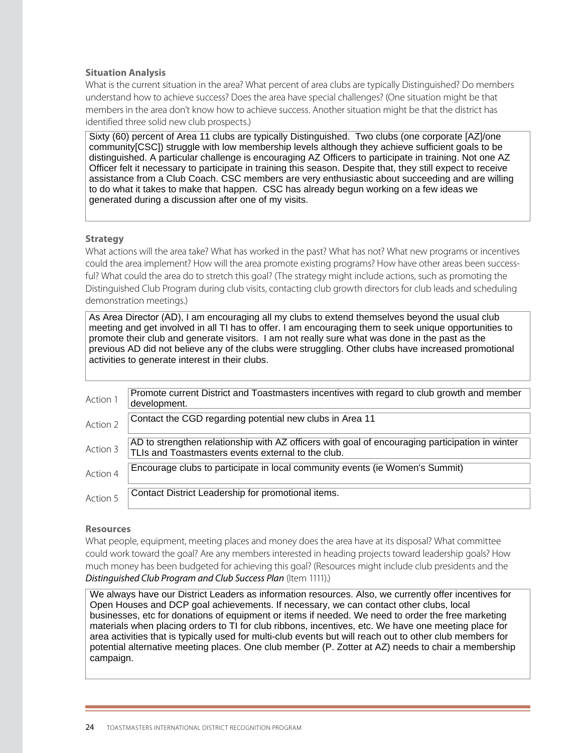### Situation Analysis

What is the current situation in the area? What percent of area clubs are typically Distinguished? Do members understand how to achieve success? Does the area have special challenges? (One situation might be that members in the area don't know how to achieve success. Another situation might be that the district has identified three solid new club prospects.)

Sixty (60) percent of Area 11 clubs are typically Distinguished. Two clubs (one corporate [AZ]/one community[CSC]) struggle with low membership levels although they achieve sufficient goals to be distinguished. A particular challenge is encouraging AZ Officers to participate in training. Not one AZ Officer felt it necessary to participate in training this season. Despite that, they still expect to receive assistance from a Club Coach. CSC members are very enthusiastic about succeeding and are willing to do what it takes to make that happen. CSC has already begun working on a few ideas we generated during a discussion after one of my visits.

### Strategy

What actions will the area take? What has worked in the past? What has not? What new programs or incentives could the area implement? How will the area promote existing programs? How have other areas been successful? What could the area do to stretch this goal? (The strategy might include actions, such as promoting the Distinguished Club Program during club visits, contacting club growth directors for club leads and scheduling demonstration meetings.)

As Area Director (AD), I am encouraging all my clubs to extend themselves beyond the usual club meeting and get involved in all TI has to offer. I am encouraging them to seek unique opportunities to promote their club and generate visitors. I am not really sure what was done in the past as the previous AD did not believe any of the clubs were struggling. Other clubs have increased promotional activities to generate interest in their clubs.

| | |
|---|---|
| Action 1 | Promote current District and Toastmasters incentives with regard to club growth and member development. |
| Action 2 | Contact the CGD regarding potential new clubs in Area 11 |
| Action 3 | AD to strengthen relationship with AZ officers with goal of encouraging participation in winter TLIs and Toastmasters events external to the club. |
| Action 4 | Encourage clubs to participate in local community events (ie Women's Summit) |
| Action 5 | Contact District Leadership for promotional items. |

### Resources

What people, equipment, meeting places and money does the area have at its disposal? What committee could work toward the goal? Are any members interested in heading projects toward leadership goals? How much money has been budgeted for achieving this goal? (Resources might include club presidents and the *Distinguished Club Program and Club Success Plan* (Item 1111).)

We always have our District Leaders as information resources. Also, we currently offer incentives for Open Houses and DCP goal achievements. If necessary, we can contact other clubs, local businesses, etc for donations of equipment or items if needed. We need to order the free marketing materials when placing orders to TI for club ribbons, incentives, etc. We have one meeting place for area activities that is typically used for multi-club events but will reach out to other club members for potential alternative meeting places. One club member (P. Zotter at AZ) needs to chair a membership campaign.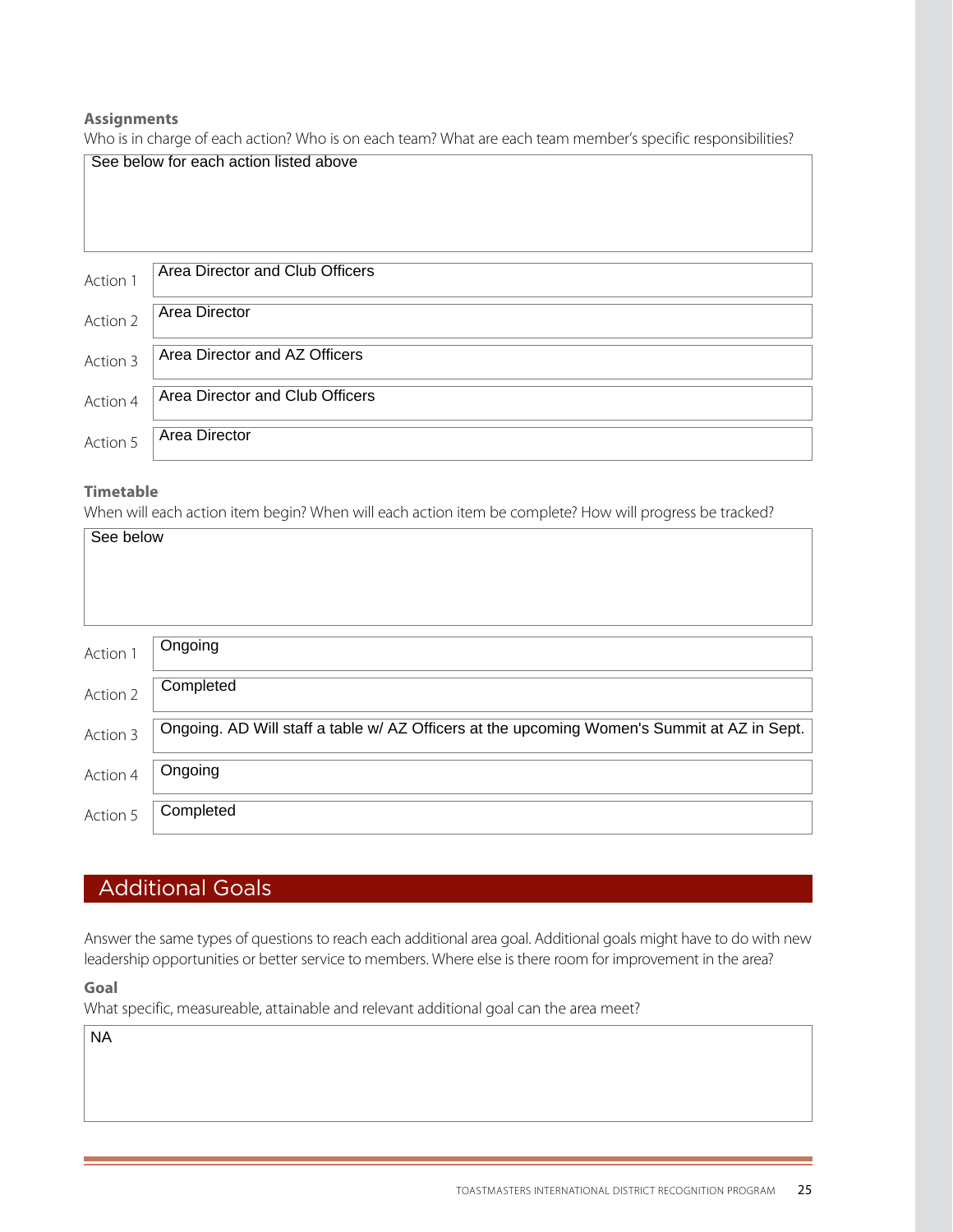**Assignments**

Who is in charge of each action? Who is on each team? What are each team member's specific responsibilities?

See below for each action listed above

| | |
|---|---|
| Action 1 | Area Director and Club Officers |
| Action 2 | Area Director |
| Action 3 | Area Director and AZ Officers |
| Action 4 | Area Director and Club Officers |
| Action 5 | Area Director |

**Timetable**

When will each action item begin? When will each action item be complete? How will progress be tracked?

See below

| | |
|---|---|
| Action 1 | Ongoing |
| Action 2 | Completed |
| Action 3 | Ongoing. AD Will staff a table w/ AZ Officers at the upcoming Women's Summit at AZ in Sept. |
| Action 4 | Ongoing |
| Action 5 | Completed |

## Additional Goals

Answer the same types of questions to reach each additional area goal. Additional goals might have to do with new leadership opportunities or better service to members. Where else is there room for improvement in the area?

**Goal**

What specific, measureable, attainable and relevant additional goal can the area meet?

NA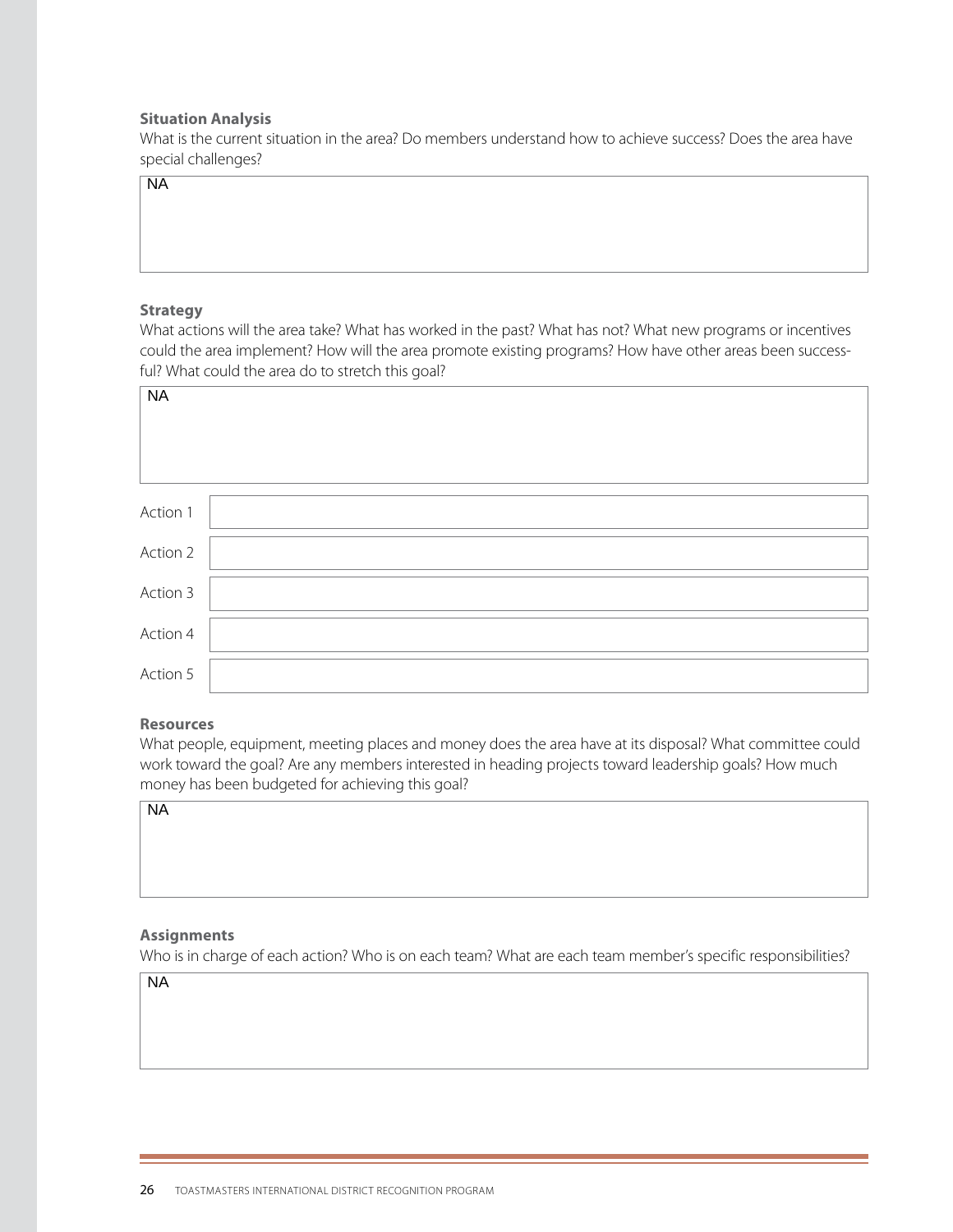**Situation Analysis**

What is the current situation in the area? Do members understand how to achieve success? Does the area have special challenges?

NA

**Strategy**

What actions will the area take? What has worked in the past? What has not? What new programs or incentives could the area implement? How will the area promote existing programs? How have other areas been successful? What could the area do to stretch this goal?

NA

| | |
|---|---|
| Action 1 | |
| Action 2 | |
| Action 3 | |
| Action 4 | |
| Action 5 | |

**Resources**

What people, equipment, meeting places and money does the area have at its disposal? What committee could work toward the goal? Are any members interested in heading projects toward leadership goals? How much money has been budgeted for achieving this goal?

NA

**Assignments**

Who is in charge of each action? Who is on each team? What are each team member's specific responsibilities?

NA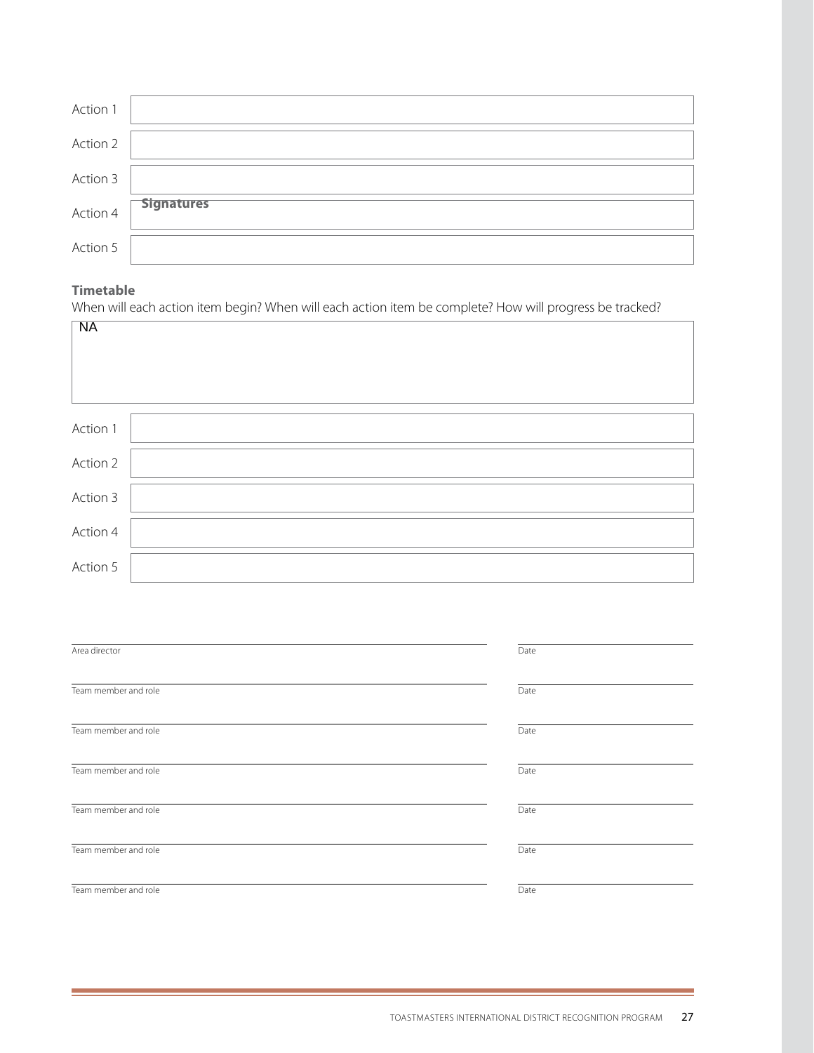Action 1

Action 2

Action 3

Action 4 **Signatures**

Action 5

**Timetable**

When will each action item begin? When will each action item be complete? How will progress be tracked?

NA

Action 1

Action 2

Action 3

Action 4

Action 5

Area director _______________ Date _______________

Team member and role _______________ Date _______________

Team member and role _______________ Date _______________

Team member and role _______________ Date _______________

Team member and role _______________ Date _______________

Team member and role _______________ Date _______________

Team member and role _______________ Date _______________